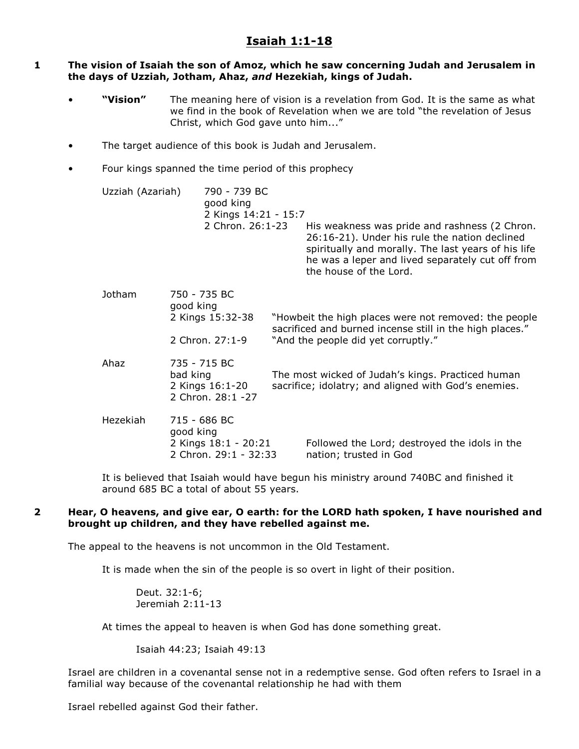# Isaiah 1:1-18

**1 The vision of Isaiah the son of Amoz, which he saw concerning Judah and Jerusalem in the days of Uzziah, Jotham, Ahaz, *and* Hezekiah, kings of Judah.**

- **"Vision"** The meaning here of vision is a revelation from God. It is the same as what we find in the book of Revelation when we are told "the revelation of Jesus Christ, which God gave unto him..."

- The target audience of this book is Judah and Jerusalem.

- Four kings spanned the time period of this prophecy

| King | Dates / References | Notes |
|---|---|---|
| Uzziah (Azariah) | 790 - 739 BC<br>good king<br>2 Kings 14:21 - 15:7<br>2 Chron. 26:1-23 | His weakness was pride and rashness (2 Chron. 26:16-21). Under his rule the nation declined spiritually and morally. The last years of his life he was a leper and lived separately cut off from the house of the Lord. |
| Jotham | 750 - 735 BC<br>good king<br>2 Kings 15:32-38<br>2 Chron. 27:1-9 | "Howbeit the high places were not removed: the people sacrificed and burned incense still in the high places."<br>"And the people did yet corruptly." |
| Ahaz | 735 - 715 BC<br>bad king<br>2 Kings 16:1-20<br>2 Chron. 28:1 -27 | The most wicked of Judah's kings. Practiced human sacrifice; idolatry; and aligned with God's enemies. |
| Hezekiah | 715 - 686 BC<br>good king<br>2 Kings 18:1 - 20:21<br>2 Chron. 29:1 - 32:33 | Followed the Lord; destroyed the idols in the nation; trusted in God |

It is believed that Isaiah would have begun his ministry around 740BC and finished it around 685 BC a total of about 55 years.

**2 Hear, O heavens, and give ear, O earth: for the LORD hath spoken, I have nourished and brought up children, and they have rebelled against me.**

The appeal to the heavens is not uncommon in the Old Testament.

It is made when the sin of the people is so overt in light of their position.

Deut. 32:1-6;
Jeremiah 2:11-13

At times the appeal to heaven is when God has done something great.

Isaiah 44:23; Isaiah 49:13

Israel are children in a covenantal sense not in a redemptive sense. God often refers to Israel in a familial way because of the covenantal relationship he had with them

Israel rebelled against God their father.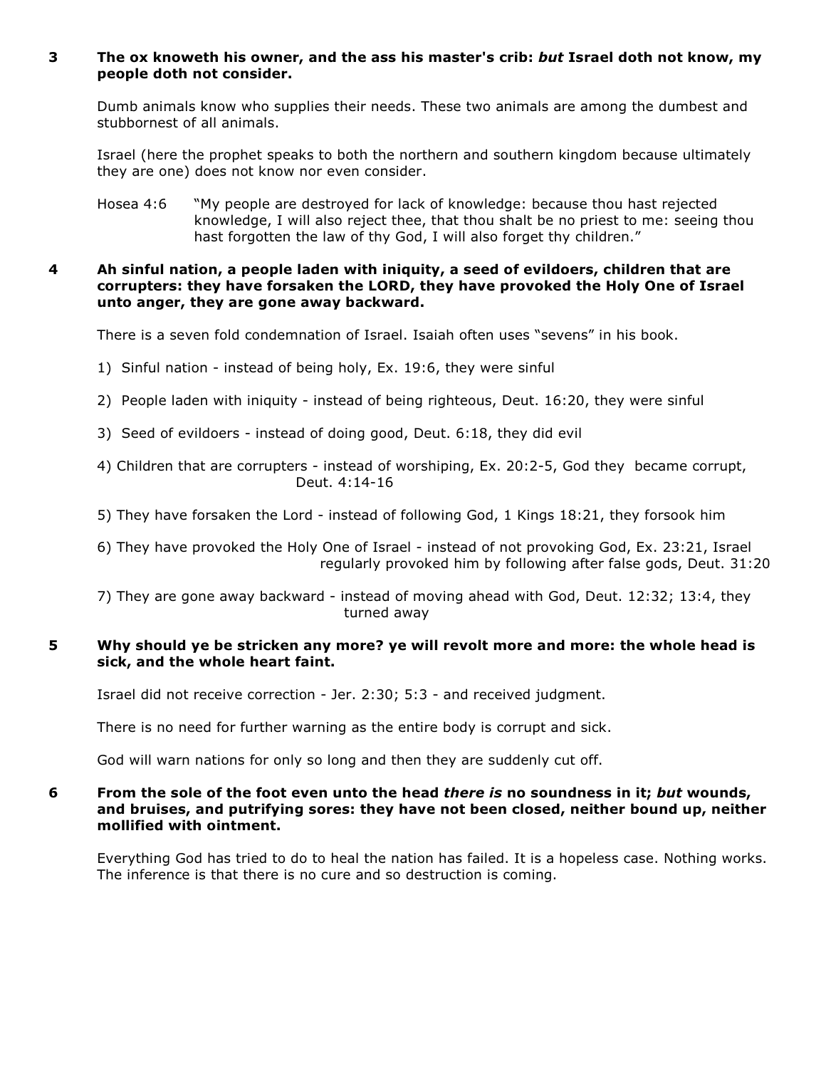**3 The ox knoweth his owner, and the ass his master's crib: *but* Israel doth not know, my people doth not consider.**

Dumb animals know who supplies their needs. These two animals are among the dumbest and stubbornest of all animals.

Israel (here the prophet speaks to both the northern and southern kingdom because ultimately they are one) does not know nor even consider.

Hosea 4:6 "My people are destroyed for lack of knowledge: because thou hast rejected knowledge, I will also reject thee, that thou shalt be no priest to me: seeing thou hast forgotten the law of thy God, I will also forget thy children."

**4 Ah sinful nation, a people laden with iniquity, a seed of evildoers, children that are corrupters: they have forsaken the LORD, they have provoked the Holy One of Israel unto anger, they are gone away backward.**

There is a seven fold condemnation of Israel. Isaiah often uses "sevens" in his book.

1) Sinful nation - instead of being holy, Ex. 19:6, they were sinful

2) People laden with iniquity - instead of being righteous, Deut. 16:20, they were sinful

3) Seed of evildoers - instead of doing good, Deut. 6:18, they did evil

4) Children that are corrupters - instead of worshiping, Ex. 20:2-5, God they became corrupt, Deut. 4:14-16

5) They have forsaken the Lord - instead of following God, 1 Kings 18:21, they forsook him

6) They have provoked the Holy One of Israel - instead of not provoking God, Ex. 23:21, Israel regularly provoked him by following after false gods, Deut. 31:20

7) They are gone away backward - instead of moving ahead with God, Deut. 12:32; 13:4, they turned away

**5 Why should ye be stricken any more? ye will revolt more and more: the whole head is sick, and the whole heart faint.**

Israel did not receive correction - Jer. 2:30; 5:3 - and received judgment.

There is no need for further warning as the entire body is corrupt and sick.

God will warn nations for only so long and then they are suddenly cut off.

**6 From the sole of the foot even unto the head *there is* no soundness in it; *but* wounds, and bruises, and putrifying sores: they have not been closed, neither bound up, neither mollified with ointment.**

Everything God has tried to do to heal the nation has failed. It is a hopeless case. Nothing works. The inference is that there is no cure and so destruction is coming.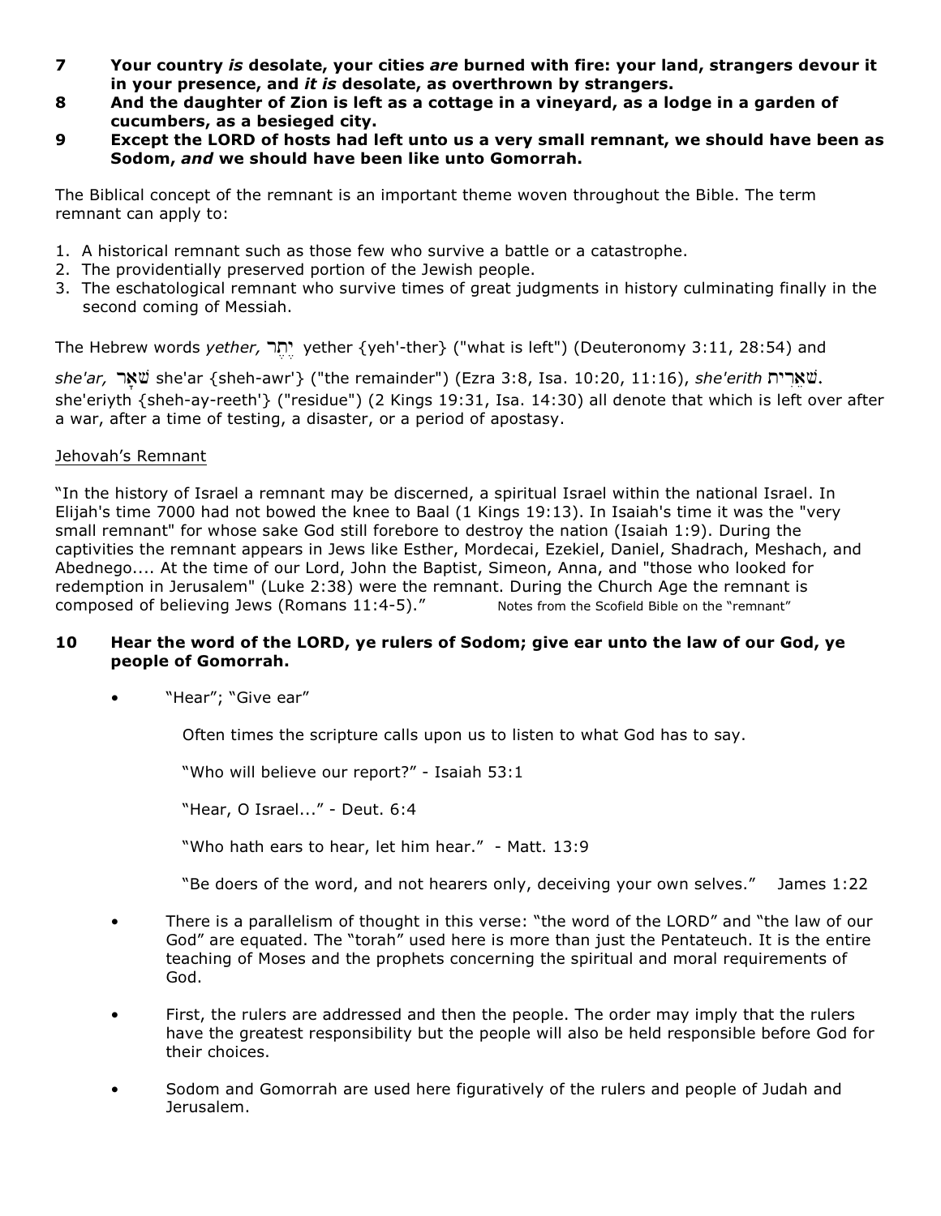**7 Your country *is* desolate, your cities *are* burned with fire: your land, strangers devour it in your presence, and *it is* desolate, as overthrown by strangers.**

**8 And the daughter of Zion is left as a cottage in a vineyard, as a lodge in a garden of cucumbers, as a besieged city.**

**9 Except the LORD of hosts had left unto us a very small remnant, we should have been as Sodom, *and* we should have been like unto Gomorrah.**

The Biblical concept of the remnant is an important theme woven throughout the Bible. The term remnant can apply to:

1. A historical remnant such as those few who survive a battle or a catastrophe.
2. The providentially preserved portion of the Jewish people.
3. The eschatological remnant who survive times of great judgments in history culminating finally in the second coming of Messiah.

The Hebrew words *yether,* יֶתֶר yether {yeh'-ther} ("what is left") (Deuteronomy 3:11, 28:54) and *she'ar,* שְׁאָר she'ar {sheh-awr'} ("the remainder") (Ezra 3:8, Isa. 10:20, 11:16), *she'erith* שְׁאֵרִית. she'eriyth {sheh-ay-reeth'} ("residue") (2 Kings 19:31, Isa. 14:30) all denote that which is left over after a war, after a time of testing, a disaster, or a period of apostasy.

Jehovah's Remnant

"In the history of Israel a remnant may be discerned, a spiritual Israel within the national Israel. In Elijah's time 7000 had not bowed the knee to Baal (1 Kings 19:13). In Isaiah's time it was the "very small remnant" for whose sake God still forebore to destroy the nation (Isaiah 1:9). During the captivities the remnant appears in Jews like Esther, Mordecai, Ezekiel, Daniel, Shadrach, Meshach, and Abednego.... At the time of our Lord, John the Baptist, Simeon, Anna, and "those who looked for redemption in Jerusalem" (Luke 2:38) were the remnant. During the Church Age the remnant is composed of believing Jews (Romans 11:4-5)." Notes from the Scofield Bible on the "remnant"

**10 Hear the word of the LORD, ye rulers of Sodom; give ear unto the law of our God, ye people of Gomorrah.**

- "Hear"; "Give ear"

  Often times the scripture calls upon us to listen to what God has to say.

  "Who will believe our report?" - Isaiah 53:1

  "Hear, O Israel..." - Deut. 6:4

  "Who hath ears to hear, let him hear." - Matt. 13:9

  "Be doers of the word, and not hearers only, deceiving your own selves." James 1:22

- There is a parallelism of thought in this verse: "the word of the LORD" and "the law of our God" are equated. The "torah" used here is more than just the Pentateuch. It is the entire teaching of Moses and the prophets concerning the spiritual and moral requirements of God.

- First, the rulers are addressed and then the people. The order may imply that the rulers have the greatest responsibility but the people will also be held responsible before God for their choices.

- Sodom and Gomorrah are used here figuratively of the rulers and people of Judah and Jerusalem.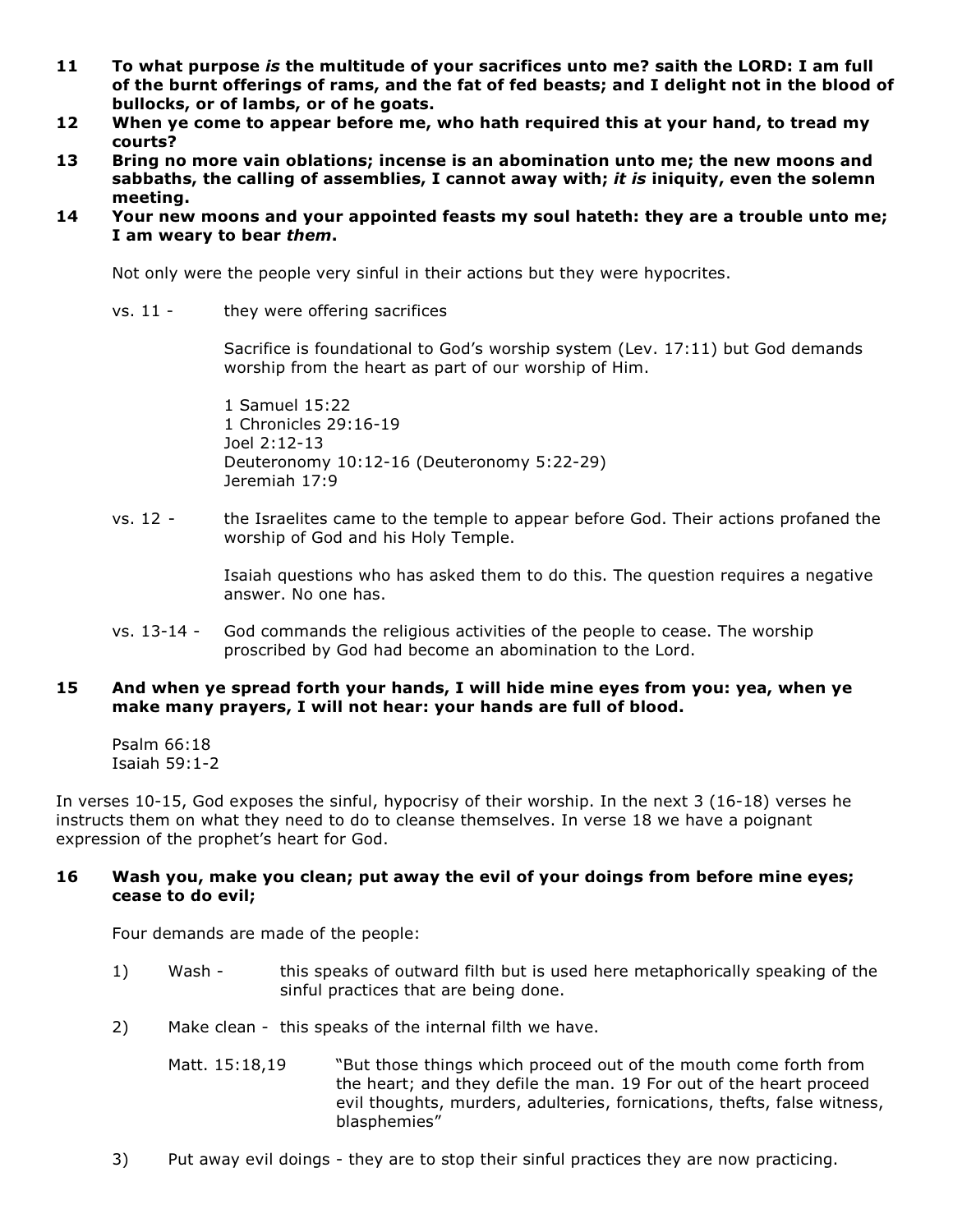**11 To what purpose *is* the multitude of your sacrifices unto me? saith the LORD: I am full of the burnt offerings of rams, and the fat of fed beasts; and I delight not in the blood of bullocks, or of lambs, or of he goats.**

**12 When ye come to appear before me, who hath required this at your hand, to tread my courts?**

**13 Bring no more vain oblations; incense is an abomination unto me; the new moons and sabbaths, the calling of assemblies, I cannot away with; *it is* iniquity, even the solemn meeting.**

**14 Your new moons and your appointed feasts my soul hateth: they are a trouble unto me; I am weary to bear *them*.**

Not only were the people very sinful in their actions but they were hypocrites.

vs. 11 - they were offering sacrifices

Sacrifice is foundational to God's worship system (Lev. 17:11) but God demands worship from the heart as part of our worship of Him.

1 Samuel 15:22
1 Chronicles 29:16-19
Joel 2:12-13
Deuteronomy 10:12-16 (Deuteronomy 5:22-29)
Jeremiah 17:9

vs. 12 - the Israelites came to the temple to appear before God. Their actions profaned the worship of God and his Holy Temple.

Isaiah questions who has asked them to do this. The question requires a negative answer. No one has.

vs. 13-14 - God commands the religious activities of the people to cease. The worship proscribed by God had become an abomination to the Lord.

**15 And when ye spread forth your hands, I will hide mine eyes from you: yea, when ye make many prayers, I will not hear: your hands are full of blood.**

Psalm 66:18
Isaiah 59:1-2

In verses 10-15, God exposes the sinful, hypocrisy of their worship. In the next 3 (16-18) verses he instructs them on what they need to do to cleanse themselves. In verse 18 we have a poignant expression of the prophet's heart for God.

**16 Wash you, make you clean; put away the evil of your doings from before mine eyes; cease to do evil;**

Four demands are made of the people:

1) Wash - this speaks of outward filth but is used here metaphorically speaking of the sinful practices that are being done.

2) Make clean - this speaks of the internal filth we have.

Matt. 15:18,19 "But those things which proceed out of the mouth come forth from the heart; and they defile the man. 19 For out of the heart proceed evil thoughts, murders, adulteries, fornications, thefts, false witness, blasphemies"

3) Put away evil doings - they are to stop their sinful practices they are now practicing.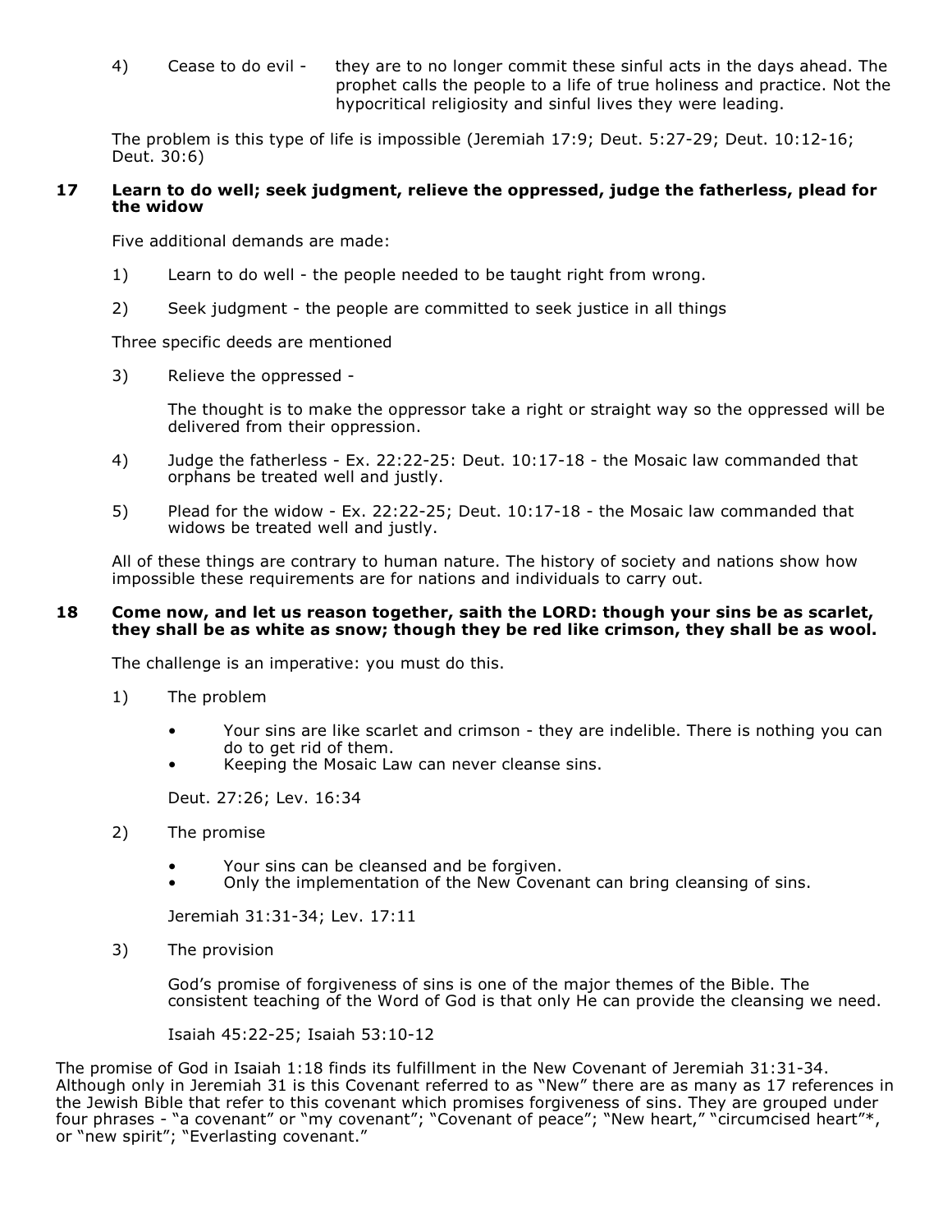4) Cease to do evil - they are to no longer commit these sinful acts in the days ahead. The prophet calls the people to a life of true holiness and practice. Not the hypocritical religiosity and sinful lives they were leading.

The problem is this type of life is impossible (Jeremiah 17:9; Deut. 5:27-29; Deut. 10:12-16; Deut. 30:6)

**17 Learn to do well; seek judgment, relieve the oppressed, judge the fatherless, plead for the widow**

Five additional demands are made:

1) Learn to do well - the people needed to be taught right from wrong.

2) Seek judgment - the people are committed to seek justice in all things

Three specific deeds are mentioned

3) Relieve the oppressed -

   The thought is to make the oppressor take a right or straight way so the oppressed will be delivered from their oppression.

4) Judge the fatherless - Ex. 22:22-25: Deut. 10:17-18 - the Mosaic law commanded that orphans be treated well and justly.

5) Plead for the widow - Ex. 22:22-25; Deut. 10:17-18 - the Mosaic law commanded that widows be treated well and justly.

All of these things are contrary to human nature. The history of society and nations show how impossible these requirements are for nations and individuals to carry out.

**18 Come now, and let us reason together, saith the LORD: though your sins be as scarlet, they shall be as white as snow; though they be red like crimson, they shall be as wool.**

The challenge is an imperative: you must do this.

1) The problem

   - Your sins are like scarlet and crimson - they are indelible. There is nothing you can do to get rid of them.
   - Keeping the Mosaic Law can never cleanse sins.

   Deut. 27:26; Lev. 16:34

2) The promise

   - Your sins can be cleansed and be forgiven.
   - Only the implementation of the New Covenant can bring cleansing of sins.

   Jeremiah 31:31-34; Lev. 17:11

3) The provision

   God's promise of forgiveness of sins is one of the major themes of the Bible. The consistent teaching of the Word of God is that only He can provide the cleansing we need.

   Isaiah 45:22-25; Isaiah 53:10-12

The promise of God in Isaiah 1:18 finds its fulfillment in the New Covenant of Jeremiah 31:31-34. Although only in Jeremiah 31 is this Covenant referred to as "New" there are as many as 17 references in the Jewish Bible that refer to this covenant which promises forgiveness of sins. They are grouped under four phrases - "a covenant" or "my covenant"; "Covenant of peace"; "New heart," "circumcised heart"*, or "new spirit"; "Everlasting covenant."